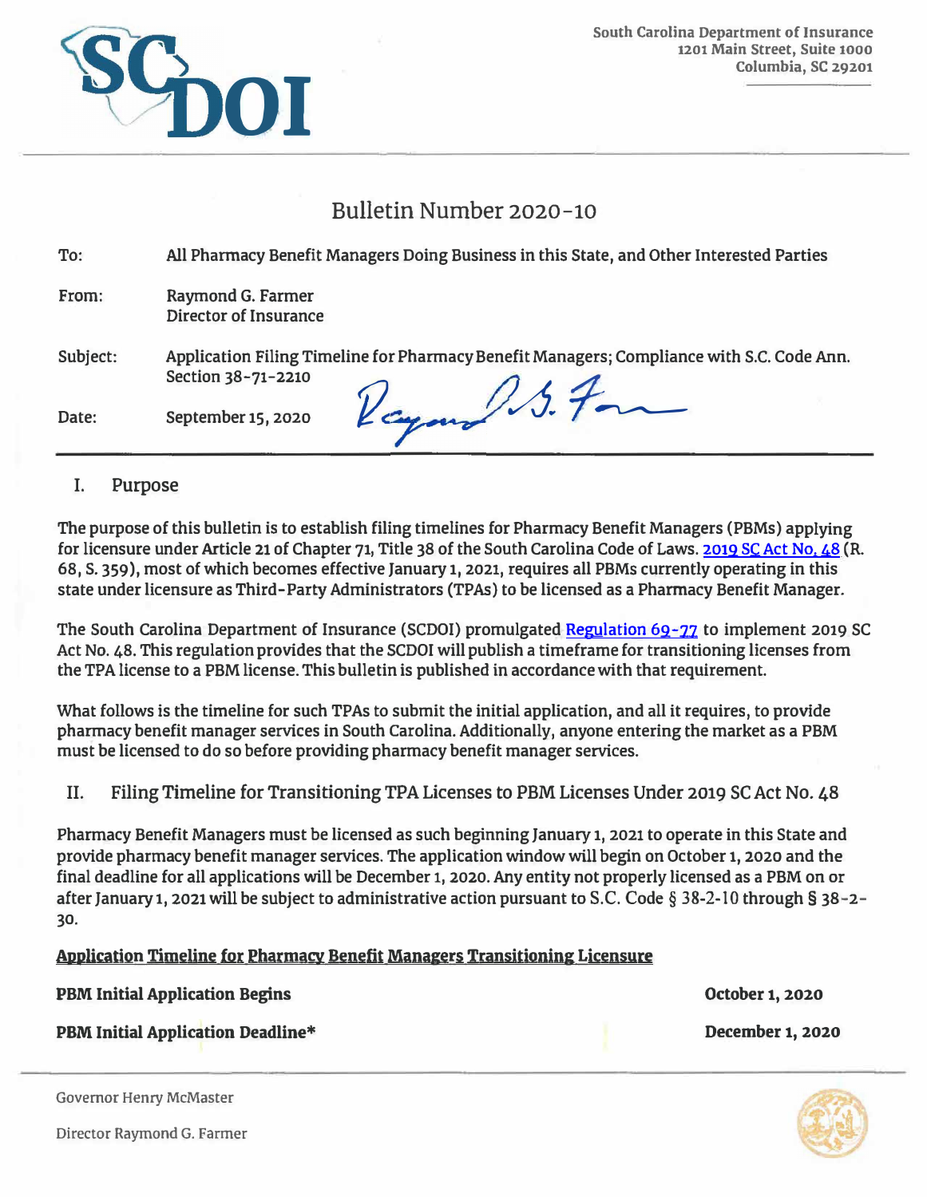South Carolina Department of Insurance
1201 Main Street, Suite 1000
Columbia, SC 29201

# Bulletin Number 2020-10

| | |
|---|---|
| To: | All Pharmacy Benefit Managers Doing Business in this State, and Other Interested Parties |
| From: | Raymond G. Farmer<br>Director of Insurance |
| Subject: | Application Filing Timeline for Pharmacy Benefit Managers; Compliance with S.C. Code Ann. Section 38-71-2210 |
| Date: | September 15, 2020 |

## I. Purpose

The purpose of this bulletin is to establish filing timelines for Pharmacy Benefit Managers (PBMs) applying for licensure under Article 21 of Chapter 71, Title 38 of the South Carolina Code of Laws. 2019 SC Act No. 48 (R. 68, S. 359), most of which becomes effective January 1, 2021, requires all PBMs currently operating in this state under licensure as Third-Party Administrators (TPAs) to be licensed as a Pharmacy Benefit Manager.

The South Carolina Department of Insurance (SCDOI) promulgated Regulation 69-77 to implement 2019 SC Act No. 48. This regulation provides that the SCDOI will publish a timeframe for transitioning licenses from the TPA license to a PBM license. This bulletin is published in accordance with that requirement.

What follows is the timeline for such TPAs to submit the initial application, and all it requires, to provide pharmacy benefit manager services in South Carolina. Additionally, anyone entering the market as a PBM must be licensed to do so before providing pharmacy benefit manager services.

## II. Filing Timeline for Transitioning TPA Licenses to PBM Licenses Under 2019 SC Act No. 48

Pharmacy Benefit Managers must be licensed as such beginning January 1, 2021 to operate in this State and provide pharmacy benefit manager services. The application window will begin on October 1, 2020 and the final deadline for all applications will be December 1, 2020. Any entity not properly licensed as a PBM on or after January 1, 2021 will be subject to administrative action pursuant to S.C. Code § 38-2-10 through § 38-2-30.

**Application Timeline for Pharmacy Benefit Managers Transitioning Licensure**

| | |
|---|---|
| **PBM Initial Application Begins** | **October 1, 2020** |
| **PBM Initial Application Deadline*** | **December 1, 2020** |

Governor Henry McMaster

Director Raymond G. Farmer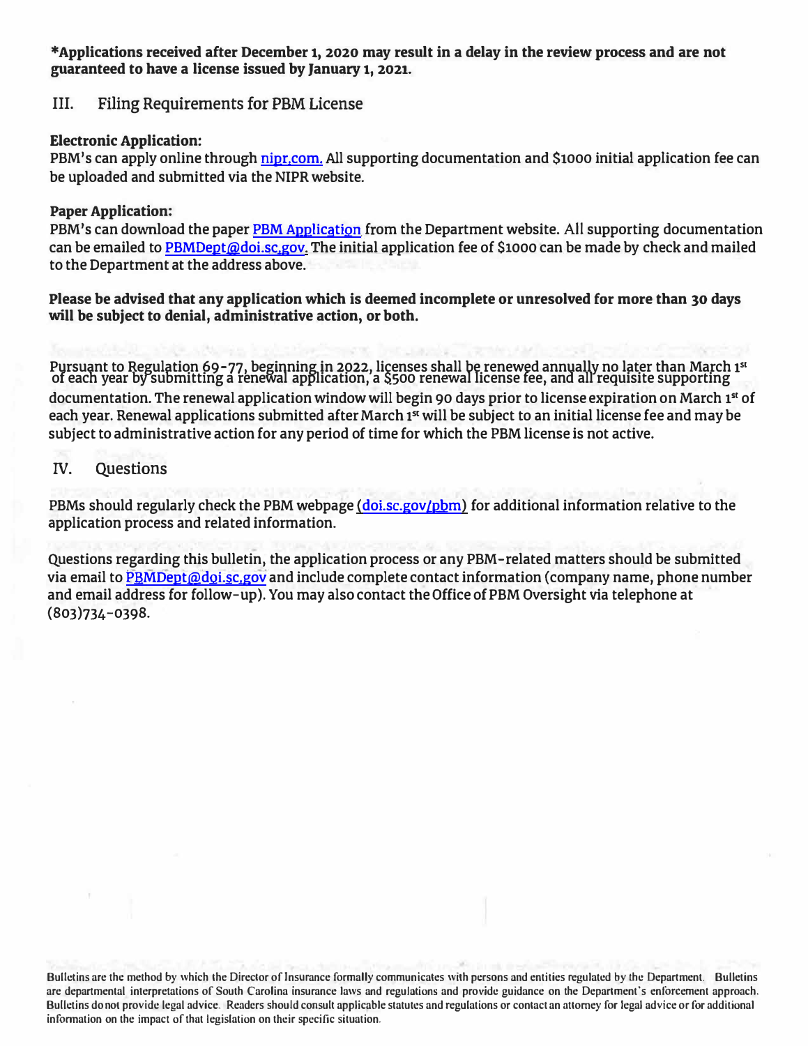**\*Applications received after December 1, 2020 may result in a delay in the review process and are not guaranteed to have a license issued by January 1, 2021.**

## III. Filing Requirements for PBM License

**Electronic Application:**
PBM's can apply online through nipr.com. All supporting documentation and $1000 initial application fee can be uploaded and submitted via the NIPR website.

**Paper Application:**
PBM's can download the paper PBM Application from the Department website. All supporting documentation can be emailed to PBMDept@doi.sc.gov. The initial application fee of $1000 can be made by check and mailed to the Department at the address above.

**Please be advised that any application which is deemed incomplete or unresolved for more than 30 days will be subject to denial, administrative action, or both.**

Pursuant to Regulation 69-77, beginning in 2022, licenses shall be renewed annually no later than March 1st of each year by submitting a renewal application, a $500 renewal license fee, and all requisite supporting documentation. The renewal application window will begin 90 days prior to license expiration on March 1st of each year. Renewal applications submitted after March 1st will be subject to an initial license fee and may be subject to administrative action for any period of time for which the PBM license is not active.

## IV. Questions

PBMs should regularly check the PBM webpage (doi.sc.gov/pbm) for additional information relative to the application process and related information.

Questions regarding this bulletin, the application process or any PBM-related matters should be submitted via email to PBMDept@doi.sc.gov and include complete contact information (company name, phone number and email address for follow-up). You may also contact the Office of PBM Oversight via telephone at (803)734-0398.

Bulletins are the method by which the Director of Insurance formally communicates with persons and entities regulated by the Department. Bulletins are departmental interpretations of South Carolina insurance laws and regulations and provide guidance on the Department's enforcement approach. Bulletins do not provide legal advice. Readers should consult applicable statutes and regulations or contact an attorney for legal advice or for additional information on the impact of that legislation on their specific situation.